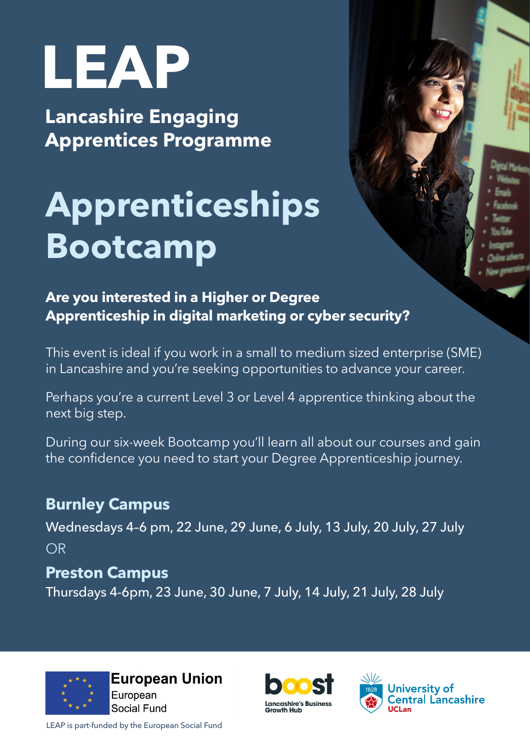# LEAP

## Lancashire Engaging Apprentices Programme

# Apprenticeships Bootcamp

**Are you interested in a Higher or Degree Apprenticeship in digital marketing or cyber security?**

This event is ideal if you work in a small to medium sized enterprise (SME) in Lancashire and you're seeking opportunities to advance your career.

Perhaps you're a current Level 3 or Level 4 apprentice thinking about the next big step.

During our six-week Bootcamp you'll learn all about our courses and gain the confidence you need to start your Degree Apprenticeship journey.

### Burnley Campus

Wednesdays 4–6 pm, 22 June, 29 June, 6 July, 13 July, 20 July, 27 July

OR

### Preston Campus

Thursdays 4-6pm, 23 June, 30 June, 7 July, 14 July, 21 July, 28 July

European Union
European
Social Fund

boost
Lancashire's Business Growth Hub

University of Central Lancashire
UCLan

LEAP is part-funded by the European Social Fund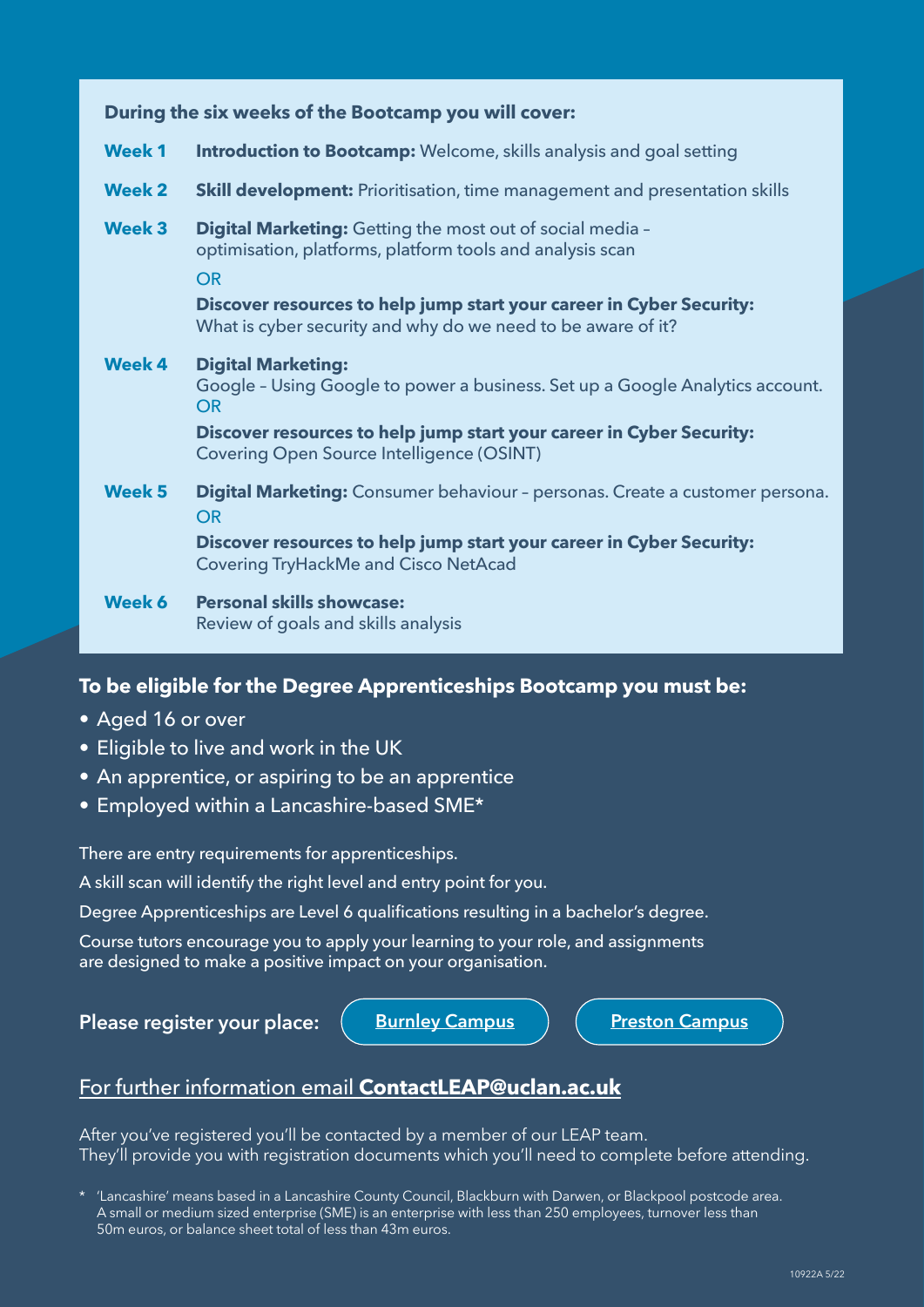**During the six weeks of the Bootcamp you will cover:**

**Week 1** — **Introduction to Bootcamp:** Welcome, skills analysis and goal setting

**Week 2** — **Skill development:** Prioritisation, time management and presentation skills

**Week 3** — **Digital Marketing:** Getting the most out of social media – optimisation, platforms, platform tools and analysis scan

OR

**Discover resources to help jump start your career in Cyber Security:** What is cyber security and why do we need to be aware of it?

**Week 4** — **Digital Marketing:** Google – Using Google to power a business. Set up a Google Analytics account.

OR

**Discover resources to help jump start your career in Cyber Security:** Covering Open Source Intelligence (OSINT)

**Week 5** — **Digital Marketing:** Consumer behaviour – personas. Create a customer persona.

OR

**Discover resources to help jump start your career in Cyber Security:** Covering TryHackMe and Cisco NetAcad

**Week 6** — **Personal skills showcase:** Review of goals and skills analysis

## To be eligible for the Degree Apprenticeships Bootcamp you must be:

- Aged 16 or over
- Eligible to live and work in the UK
- An apprentice, or aspiring to be an apprentice
- Employed within a Lancashire-based SME*

There are entry requirements for apprenticeships.

A skill scan will identify the right level and entry point for you.

Degree Apprenticeships are Level 6 qualifications resulting in a bachelor's degree.

Course tutors encourage you to apply your learning to your role, and assignments are designed to make a positive impact on your organisation.

**Please register your place:** Burnley Campus | Preston Campus

For further information email **ContactLEAP@uclan.ac.uk**

After you've registered you'll be contacted by a member of our LEAP team. They'll provide you with registration documents which you'll need to complete before attending.

* 'Lancashire' means based in a Lancashire County Council, Blackburn with Darwen, or Blackpool postcode area. A small or medium sized enterprise (SME) is an enterprise with less than 250 employees, turnover less than 50m euros, or balance sheet total of less than 43m euros.

10922A 5/22